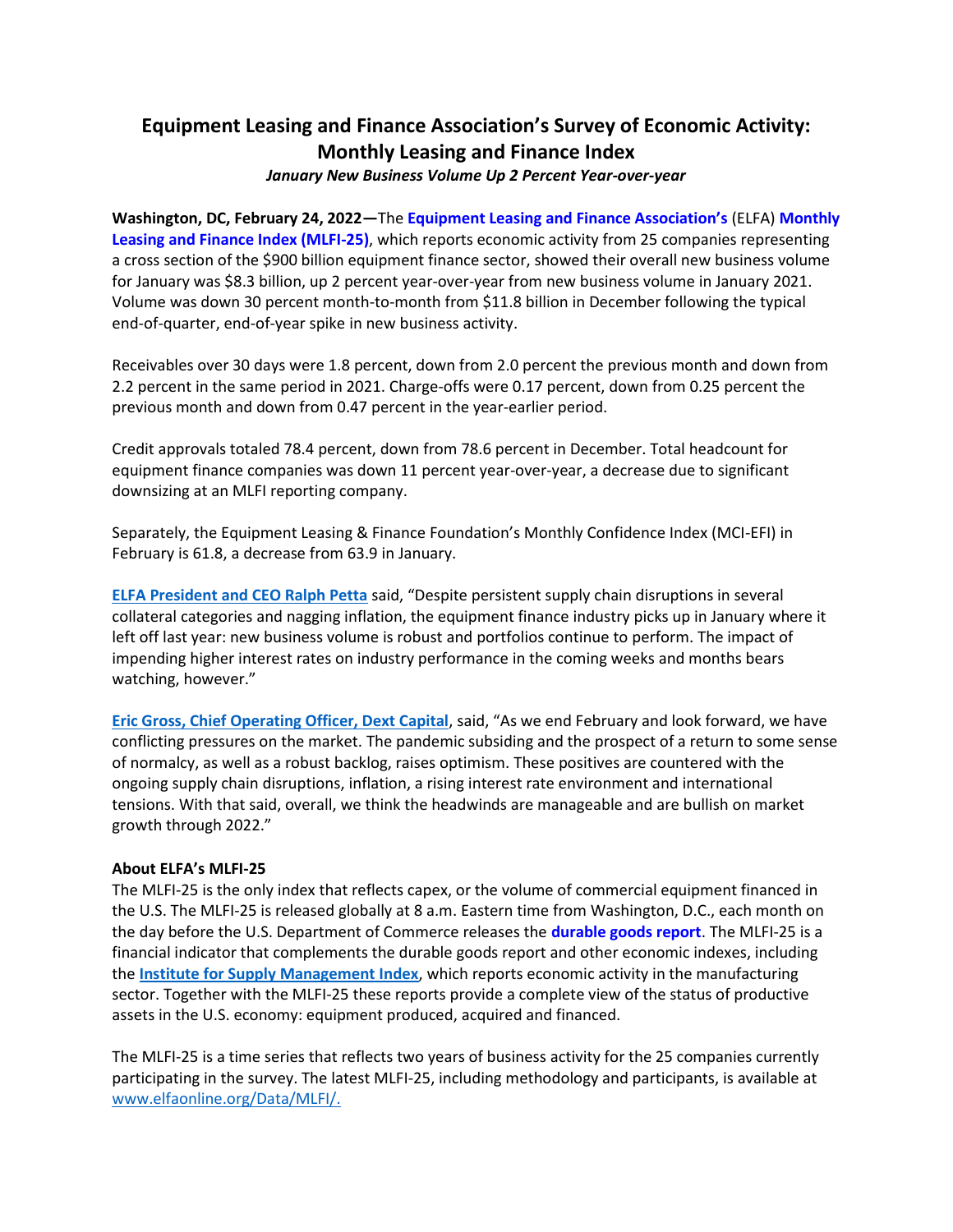# Equipment Leasing and Finance Association's Survey of Economic Activity: Monthly Leasing and Finance Index

*January New Business Volume Up 2 Percent Year-over-year*

**Washington, DC, February 24, 2022—**The **Equipment Leasing and Finance Association's** (ELFA) **Monthly Leasing and Finance Index (MLFI-25)**, which reports economic activity from 25 companies representing a cross section of the $900 billion equipment finance sector, showed their overall new business volume for January was $8.3 billion, up 2 percent year-over-year from new business volume in January 2021. Volume was down 30 percent month-to-month from $11.8 billion in December following the typical end-of-quarter, end-of-year spike in new business activity.

Receivables over 30 days were 1.8 percent, down from 2.0 percent the previous month and down from 2.2 percent in the same period in 2021. Charge-offs were 0.17 percent, down from 0.25 percent the previous month and down from 0.47 percent in the year-earlier period.

Credit approvals totaled 78.4 percent, down from 78.6 percent in December. Total headcount for equipment finance companies was down 11 percent year-over-year, a decrease due to significant downsizing at an MLFI reporting company.

Separately, the Equipment Leasing & Finance Foundation's Monthly Confidence Index (MCI-EFI) in February is 61.8, a decrease from 63.9 in January.

**ELFA President and CEO Ralph Petta** said, "Despite persistent supply chain disruptions in several collateral categories and nagging inflation, the equipment finance industry picks up in January where it left off last year: new business volume is robust and portfolios continue to perform. The impact of impending higher interest rates on industry performance in the coming weeks and months bears watching, however."

**Eric Gross, Chief Operating Officer, Dext Capital**, said, "As we end February and look forward, we have conflicting pressures on the market. The pandemic subsiding and the prospect of a return to some sense of normalcy, as well as a robust backlog, raises optimism. These positives are countered with the ongoing supply chain disruptions, inflation, a rising interest rate environment and international tensions. With that said, overall, we think the headwinds are manageable and are bullish on market growth through 2022."

### About ELFA's MLFI-25

The MLFI-25 is the only index that reflects capex, or the volume of commercial equipment financed in the U.S. The MLFI-25 is released globally at 8 a.m. Eastern time from Washington, D.C., each month on the day before the U.S. Department of Commerce releases the **durable goods report**. The MLFI-25 is a financial indicator that complements the durable goods report and other economic indexes, including the **Institute for Supply Management Index**, which reports economic activity in the manufacturing sector. Together with the MLFI-25 these reports provide a complete view of the status of productive assets in the U.S. economy: equipment produced, acquired and financed.

The MLFI-25 is a time series that reflects two years of business activity for the 25 companies currently participating in the survey. The latest MLFI-25, including methodology and participants, is available at www.elfaonline.org/Data/MLFI/.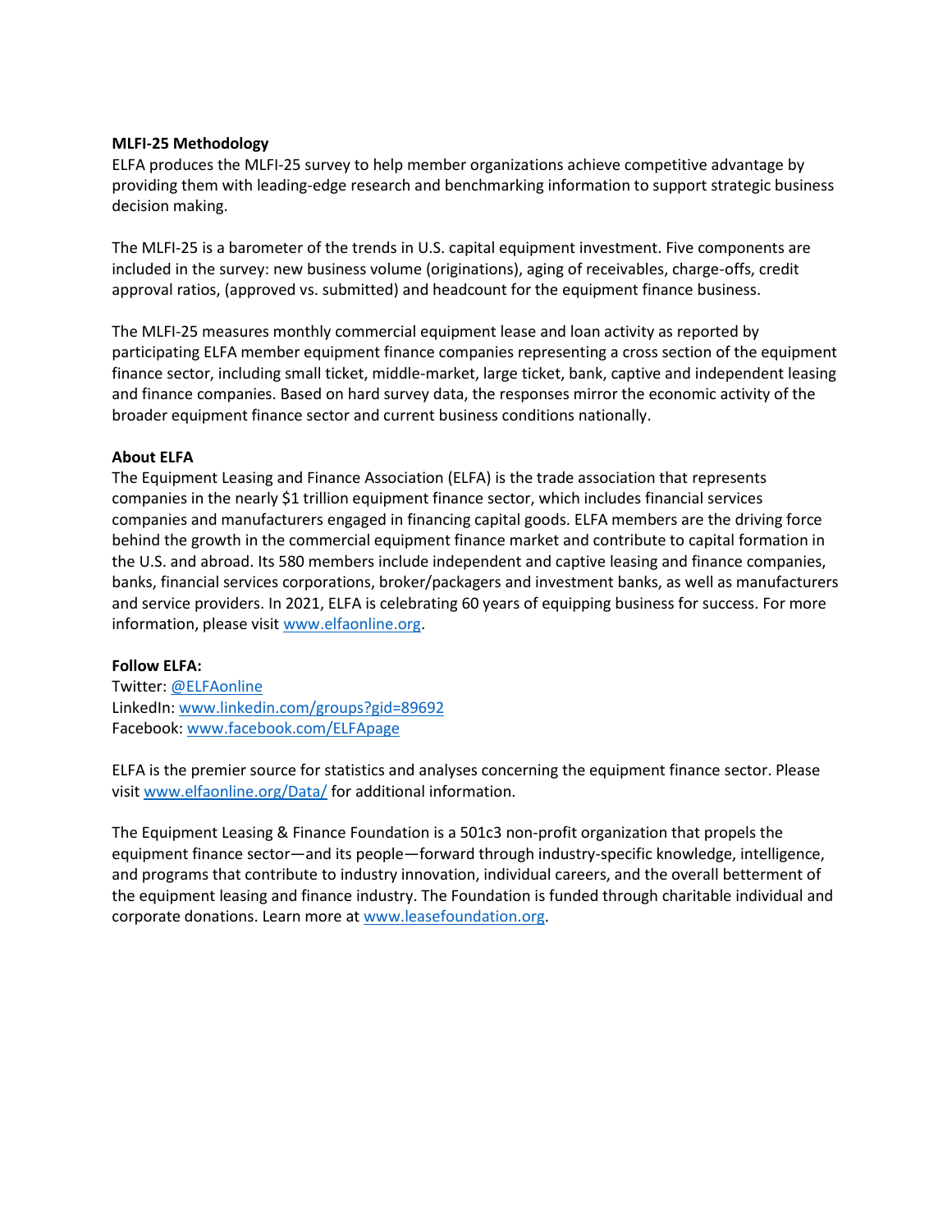**MLFI-25 Methodology**

ELFA produces the MLFI-25 survey to help member organizations achieve competitive advantage by providing them with leading-edge research and benchmarking information to support strategic business decision making.

The MLFI-25 is a barometer of the trends in U.S. capital equipment investment. Five components are included in the survey: new business volume (originations), aging of receivables, charge-offs, credit approval ratios, (approved vs. submitted) and headcount for the equipment finance business.

The MLFI-25 measures monthly commercial equipment lease and loan activity as reported by participating ELFA member equipment finance companies representing a cross section of the equipment finance sector, including small ticket, middle-market, large ticket, bank, captive and independent leasing and finance companies. Based on hard survey data, the responses mirror the economic activity of the broader equipment finance sector and current business conditions nationally.

**About ELFA**

The Equipment Leasing and Finance Association (ELFA) is the trade association that represents companies in the nearly $1 trillion equipment finance sector, which includes financial services companies and manufacturers engaged in financing capital goods. ELFA members are the driving force behind the growth in the commercial equipment finance market and contribute to capital formation in the U.S. and abroad. Its 580 members include independent and captive leasing and finance companies, banks, financial services corporations, broker/packagers and investment banks, as well as manufacturers and service providers. In 2021, ELFA is celebrating 60 years of equipping business for success. For more information, please visit [www.elfaonline.org](http://www.elfaonline.org).

**Follow ELFA:**

Twitter: [@ELFAonline](https://twitter.com/ELFAonline)
LinkedIn: [www.linkedin.com/groups?gid=89692](http://www.linkedin.com/groups?gid=89692)
Facebook: [www.facebook.com/ELFApage](http://www.facebook.com/ELFApage)

ELFA is the premier source for statistics and analyses concerning the equipment finance sector. Please visit [www.elfaonline.org/Data/](http://www.elfaonline.org/Data/) for additional information.

The Equipment Leasing & Finance Foundation is a 501c3 non-profit organization that propels the equipment finance sector—and its people—forward through industry-specific knowledge, intelligence, and programs that contribute to industry innovation, individual careers, and the overall betterment of the equipment leasing and finance industry. The Foundation is funded through charitable individual and corporate donations. Learn more at [www.leasefoundation.org](http://www.leasefoundation.org).